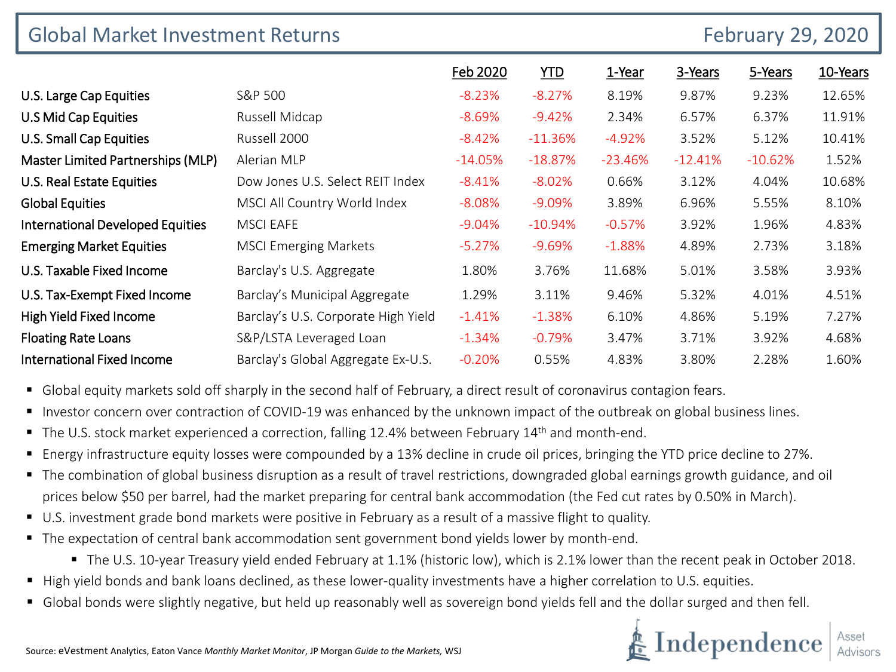# Global Market Investment Returns

February 29, 2020

| | | Feb 2020 | YTD | 1-Year | 3-Years | 5-Years | 10-Years |
|---|---|---|---|---|---|---|---|
| U.S. Large Cap Equities | S&P 500 | -8.23% | -8.27% | 8.19% | 9.87% | 9.23% | 12.65% |
| U.S Mid Cap Equities | Russell Midcap | -8.69% | -9.42% | 2.34% | 6.57% | 6.37% | 11.91% |
| U.S. Small Cap Equities | Russell 2000 | -8.42% | -11.36% | -4.92% | 3.52% | 5.12% | 10.41% |
| Master Limited Partnerships (MLP) | Alerian MLP | -14.05% | -18.87% | -23.46% | -12.41% | -10.62% | 1.52% |
| U.S. Real Estate Equities | Dow Jones U.S. Select REIT Index | -8.41% | -8.02% | 0.66% | 3.12% | 4.04% | 10.68% |
| Global Equities | MSCI All Country World Index | -8.08% | -9.09% | 3.89% | 6.96% | 5.55% | 8.10% |
| International Developed Equities | MSCI EAFE | -9.04% | -10.94% | -0.57% | 3.92% | 1.96% | 4.83% |
| Emerging Market Equities | MSCI Emerging Markets | -5.27% | -9.69% | -1.88% | 4.89% | 2.73% | 3.18% |
| U.S. Taxable Fixed Income | Barclay's U.S. Aggregate | 1.80% | 3.76% | 11.68% | 5.01% | 3.58% | 3.93% |
| U.S. Tax-Exempt Fixed Income | Barclay's Municipal Aggregate | 1.29% | 3.11% | 9.46% | 5.32% | 4.01% | 4.51% |
| High Yield Fixed Income | Barclay's U.S. Corporate High Yield | -1.41% | -1.38% | 6.10% | 4.86% | 5.19% | 7.27% |
| Floating Rate Loans | S&P/LSTA Leveraged Loan | -1.34% | -0.79% | 3.47% | 3.71% | 3.92% | 4.68% |
| International Fixed Income | Barclay's Global Aggregate Ex-U.S. | -0.20% | 0.55% | 4.83% | 3.80% | 2.28% | 1.60% |

- Global equity markets sold off sharply in the second half of February, a direct result of coronavirus contagion fears.
- Investor concern over contraction of COVID-19 was enhanced by the unknown impact of the outbreak on global business lines.
- The U.S. stock market experienced a correction, falling 12.4% between February 14th and month-end.
- Energy infrastructure equity losses were compounded by a 13% decline in crude oil prices, bringing the YTD price decline to 27%.
- The combination of global business disruption as a result of travel restrictions, downgraded global earnings growth guidance, and oil prices below $50 per barrel, had the market preparing for central bank accommodation (the Fed cut rates by 0.50% in March).
- U.S. investment grade bond markets were positive in February as a result of a massive flight to quality.
- The expectation of central bank accommodation sent government bond yields lower by month-end.
  - The U.S. 10-year Treasury yield ended February at 1.1% (historic low), which is 2.1% lower than the recent peak in October 2018.
- High yield bonds and bank loans declined, as these lower-quality investments have a higher correlation to U.S. equities.
- Global bonds were slightly negative, but held up reasonably well as sovereign bond yields fell and the dollar surged and then fell.

Source: eVestment Analytics, Eaton Vance *Monthly Market Monitor*, JP Morgan *Guide to the Markets*, WSJ

Independence Asset Advisors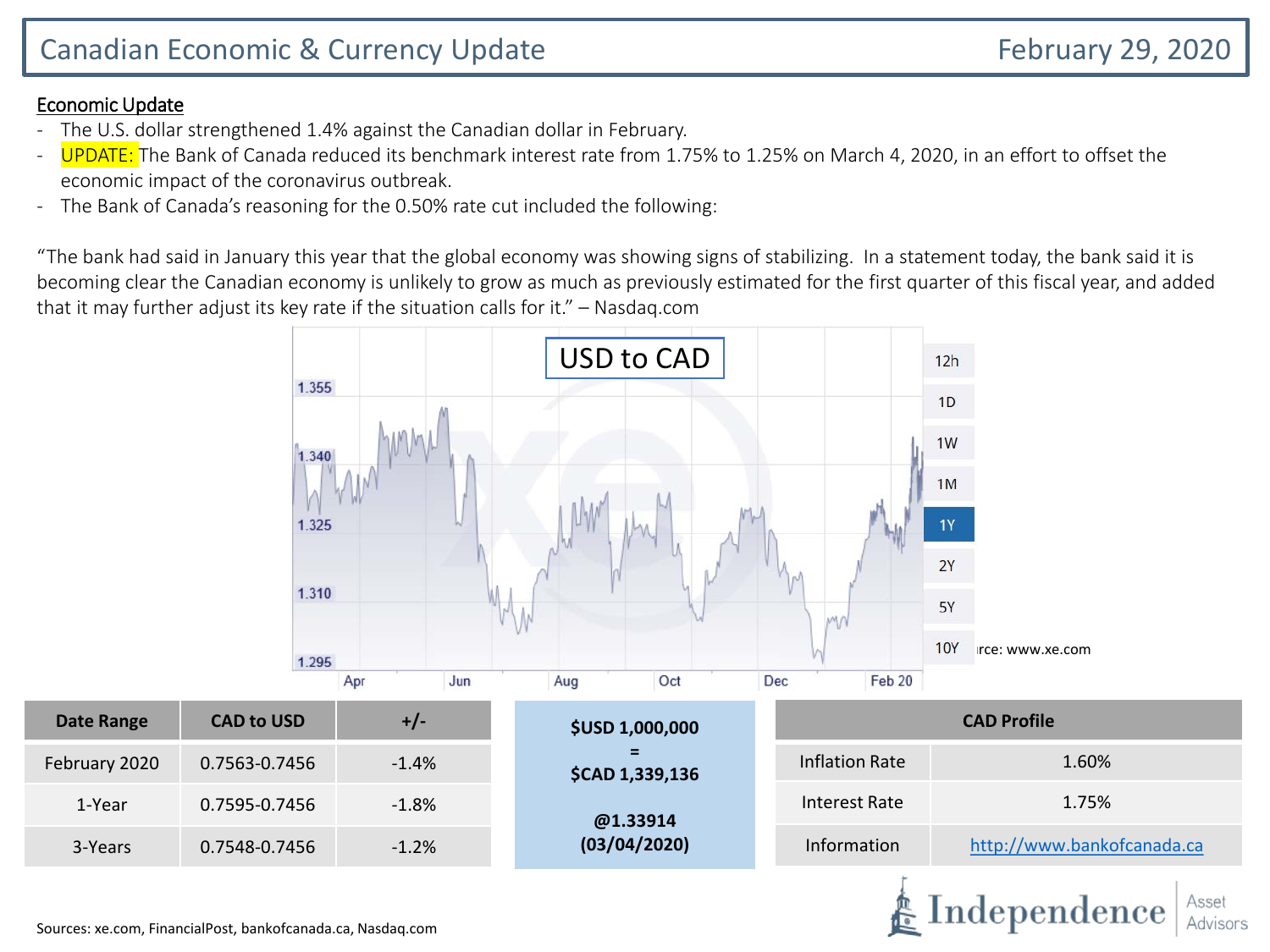# Canadian Economic & Currency Update

February 29, 2020

## Economic Update

- The U.S. dollar strengthened 1.4% against the Canadian dollar in February.
- UPDATE: The Bank of Canada reduced its benchmark interest rate from 1.75% to 1.25% on March 4, 2020, in an effort to offset the economic impact of the coronavirus outbreak.
- The Bank of Canada's reasoning for the 0.50% rate cut included the following:

"The bank had said in January this year that the global economy was showing signs of stabilizing. In a statement today, the bank said it is becoming clear the Canadian economy is unlikely to grow as much as previously estimated for the first quarter of this fiscal year, and added that it may further adjust its key rate if the situation calls for it." – Nasdaq.com

USD to CAD

Source: www.xe.com

| Date Range | CAD to USD | +/- |
|---|---|---|
| February 2020 | 0.7563-0.7456 | -1.4% |
| 1-Year | 0.7595-0.7456 | -1.8% |
| 3-Years | 0.7548-0.7456 | -1.2% |

**$USD 1,000,000**
**=**
**$CAD 1,339,136**

**@1.33914**
**(03/04/2020)**

| CAD Profile | |
|---|---|
| Inflation Rate | 1.60% |
| Interest Rate | 1.75% |
| Information | http://www.bankofcanada.ca |

Sources: xe.com, FinancialPost, bankofcanada.ca, Nasdaq.com

Independence Asset Advisors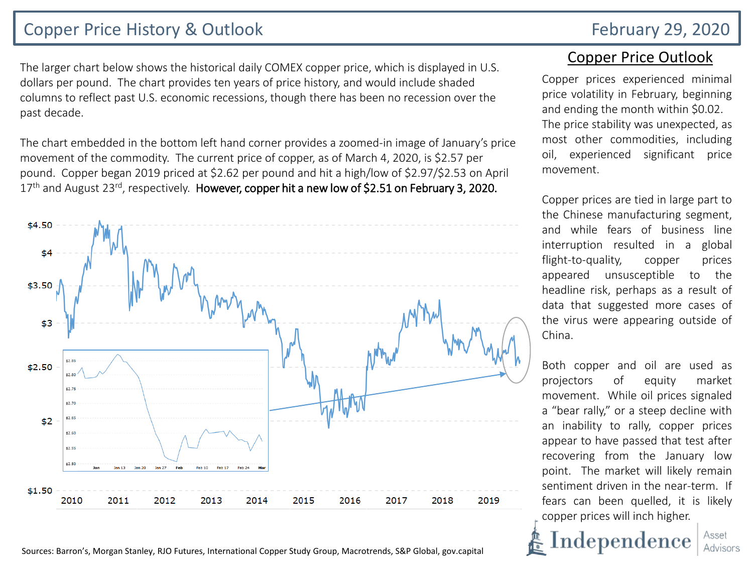# Copper Price History & Outlook

February 29, 2020

The larger chart below shows the historical daily COMEX copper price, which is displayed in U.S. dollars per pound. The chart provides ten years of price history, and would include shaded columns to reflect past U.S. economic recessions, though there has been no recession over the past decade.

The chart embedded in the bottom left hand corner provides a zoomed-in image of January's price movement of the commodity. The current price of copper, as of March 4, 2020, is $2.57 per pound. Copper began 2019 priced at $2.62 per pound and hit a high/low of $2.97/$2.53 on April 17th and August 23rd, respectively. **However, copper hit a new low of $2.51 on February 3, 2020.**

$4.50
$4
$3.50
$3
$2.50
$2
$1.50
2010 2011 2012 2013 2014 2015 2016 2017 2018 2019

$2.85
$2.80
$2.75
$2.70
$2.65
$2.60
$2.55
$2.50
Jan Jan 13 Jan 20 Jan 27 Feb Feb 10 Feb 17 Feb 24 Mar

## Copper Price Outlook

Copper prices experienced minimal price volatility in February, beginning and ending the month within $0.02. The price stability was unexpected, as most other commodities, including oil, experienced significant price movement.

Copper prices are tied in large part to the Chinese manufacturing segment, and while fears of business line interruption resulted in a global flight-to-quality, copper prices appeared unsusceptible to the headline risk, perhaps as a result of data that suggested more cases of the virus were appearing outside of China.

Both copper and oil are used as projectors of equity market movement. While oil prices signaled a "bear rally," or a steep decline with an inability to rally, copper prices appear to have passed that test after recovering from the January low point. The market will likely remain sentiment driven in the near-term. If fears can been quelled, it is likely copper prices will inch higher.

Sources: Barron's, Morgan Stanley, RJO Futures, International Copper Study Group, Macrotrends, S&P Global, gov.capital

Independence Asset Advisors